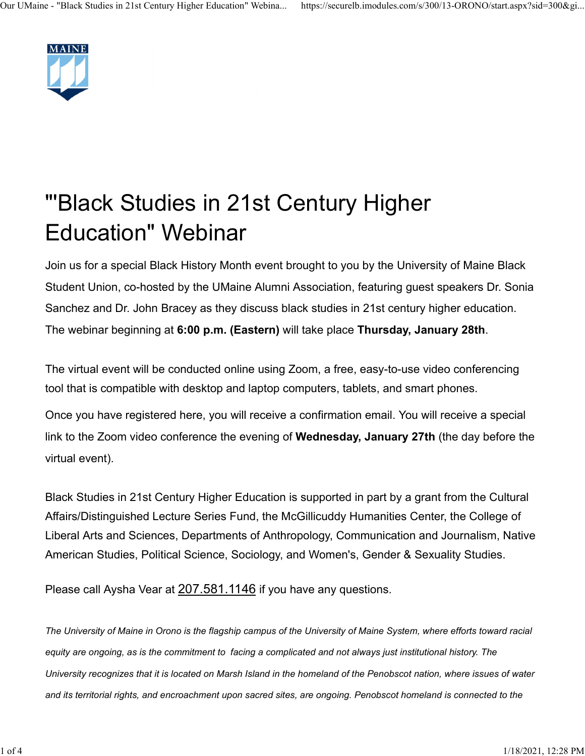# "'Black Studies in 21st Century Higher Education" Webinar

Join us for a special Black History Month event brought to you by the University of Maine Black Student Union, co-hosted by the UMaine Alumni Association, featuring guest speakers Dr. Sonia Sanchez and Dr. John Bracey as they discuss black studies in 21st century higher education. The webinar beginning at **6:00 p.m. (Eastern)** will take place **Thursday, January 28th**.

The virtual event will be conducted online using Zoom, a free, easy-to-use video conferencing tool that is compatible with desktop and laptop computers, tablets, and smart phones.

Once you have registered here, you will receive a confirmation email. You will receive a special link to the Zoom video conference the evening of **Wednesday, January 27th** (the day before the virtual event).

Black Studies in 21st Century Higher Education is supported in part by a grant from the Cultural Affairs/Distinguished Lecture Series Fund, the McGillicuddy Humanities Center, the College of Liberal Arts and Sciences, Departments of Anthropology, Communication and Journalism, Native American Studies, Political Science, Sociology, and Women's, Gender & Sexuality Studies.

Please call Aysha Vear at 207.581.1146 if you have any questions.

*The University of Maine in Orono is the flagship campus of the University of Maine System, where efforts toward racial equity are ongoing, as is the commitment to facing a complicated and not always just institutional history. The University recognizes that it is located on Marsh Island in the homeland of the Penobscot nation, where issues of water and its territorial rights, and encroachment upon sacred sites, are ongoing. Penobscot homeland is connected to the*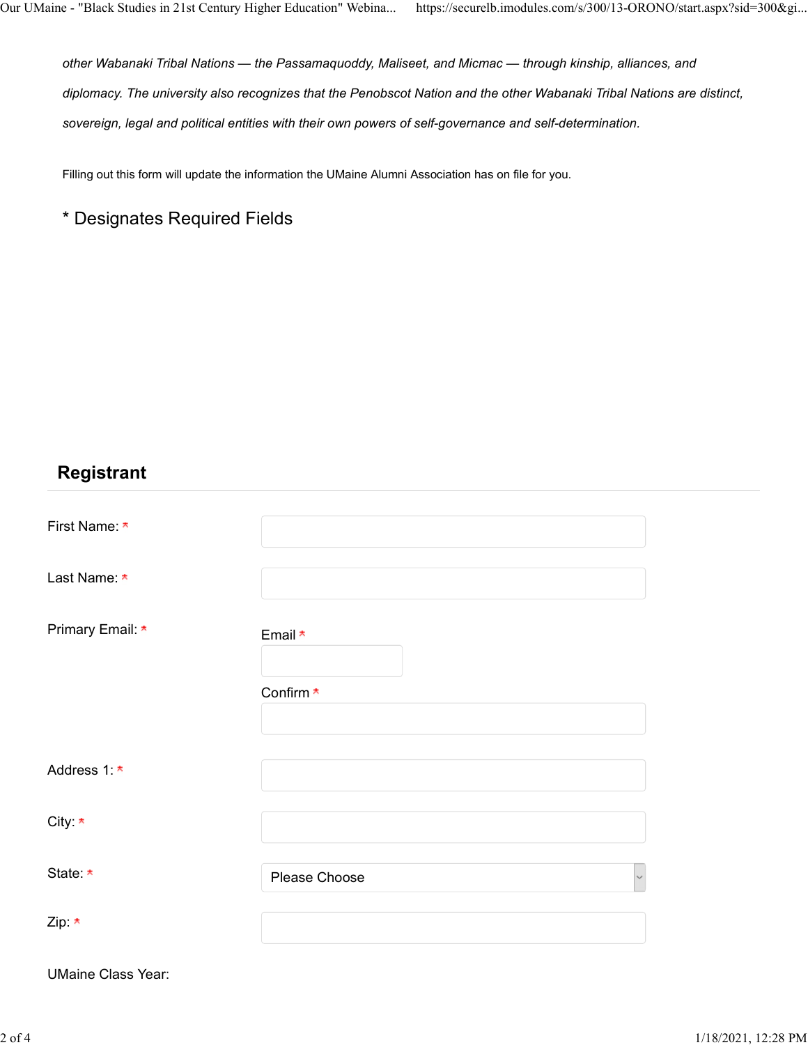*other Wabanaki Tribal Nations — the Passamaquoddy, Maliseet, and Micmac — through kinship, alliances, and diplomacy. The university also recognizes that the Penobscot Nation and the other Wabanaki Tribal Nations are distinct, sovereign, legal and political entities with their own powers of self-governance and self-determination.*

Filling out this form will update the information the UMaine Alumni Association has on file for you.

### * Designates Required Fields

## Registrant

First Name: *

Last Name: *

Primary Email: *

Email *

Confirm *

Address 1: *

City: *

State: *

Please Choose

Zip: *

UMaine Class Year: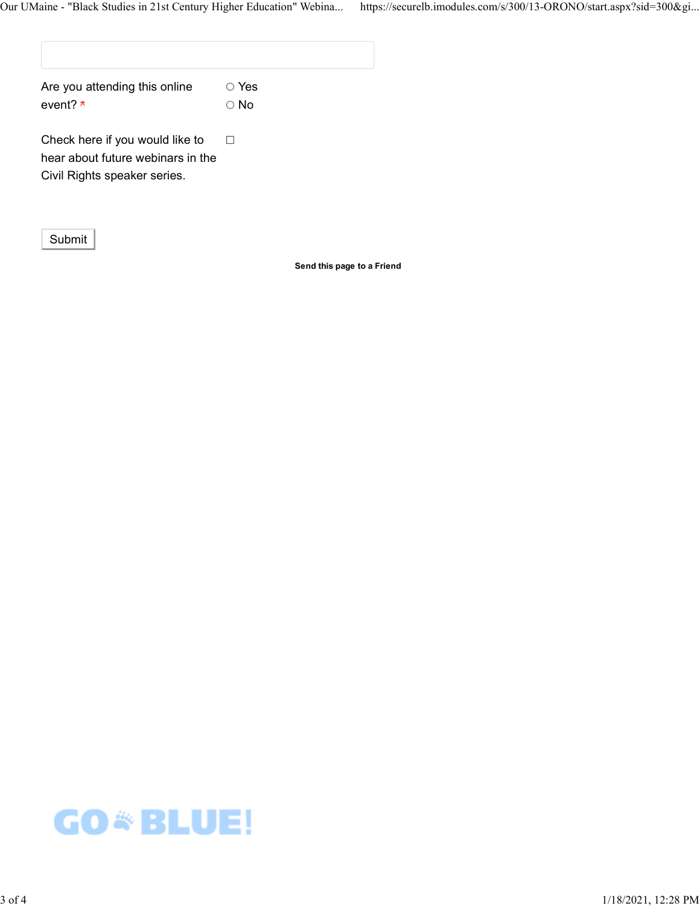Are you attending this online event? *

○ Yes
○ No

Check here if you would like to hear about future webinars in the Civil Rights speaker series. ☐

Submit

**Send this page to a Friend**

GO BLUE!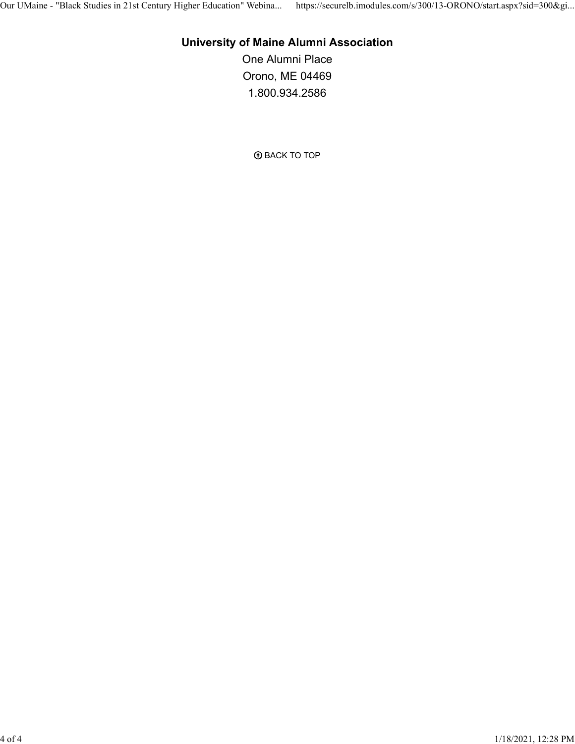**University of Maine Alumni Association**

One Alumni Place

Orono, ME 04469

1.800.934.2586

BACK TO TOP